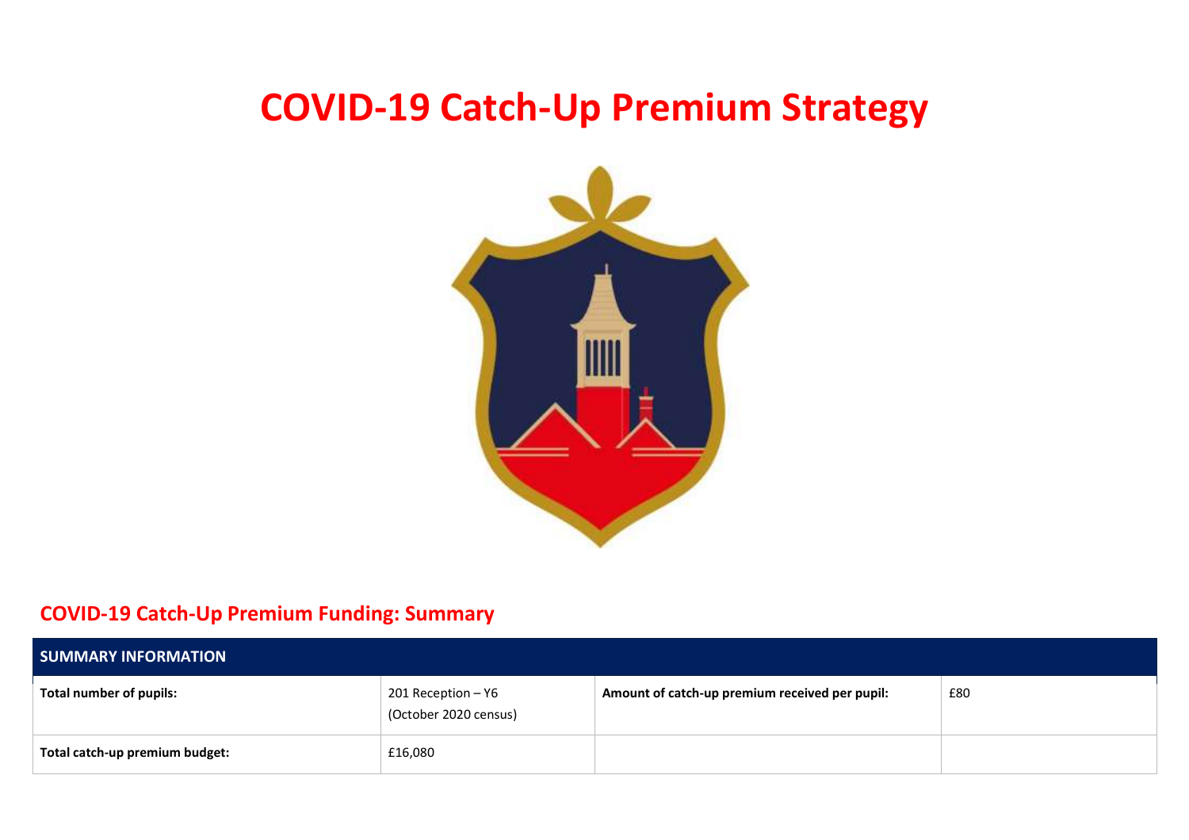# COVID-19 Catch-Up Premium Strategy

## COVID-19 Catch-Up Premium Funding: Summary

| SUMMARY INFORMATION | | | |
|---|---|---|---|
| **Total number of pupils:** | 201 Reception – Y6 (October 2020 census) | **Amount of catch-up premium received per pupil:** | £80 |
| **Total catch-up premium budget:** | £16,080 | | |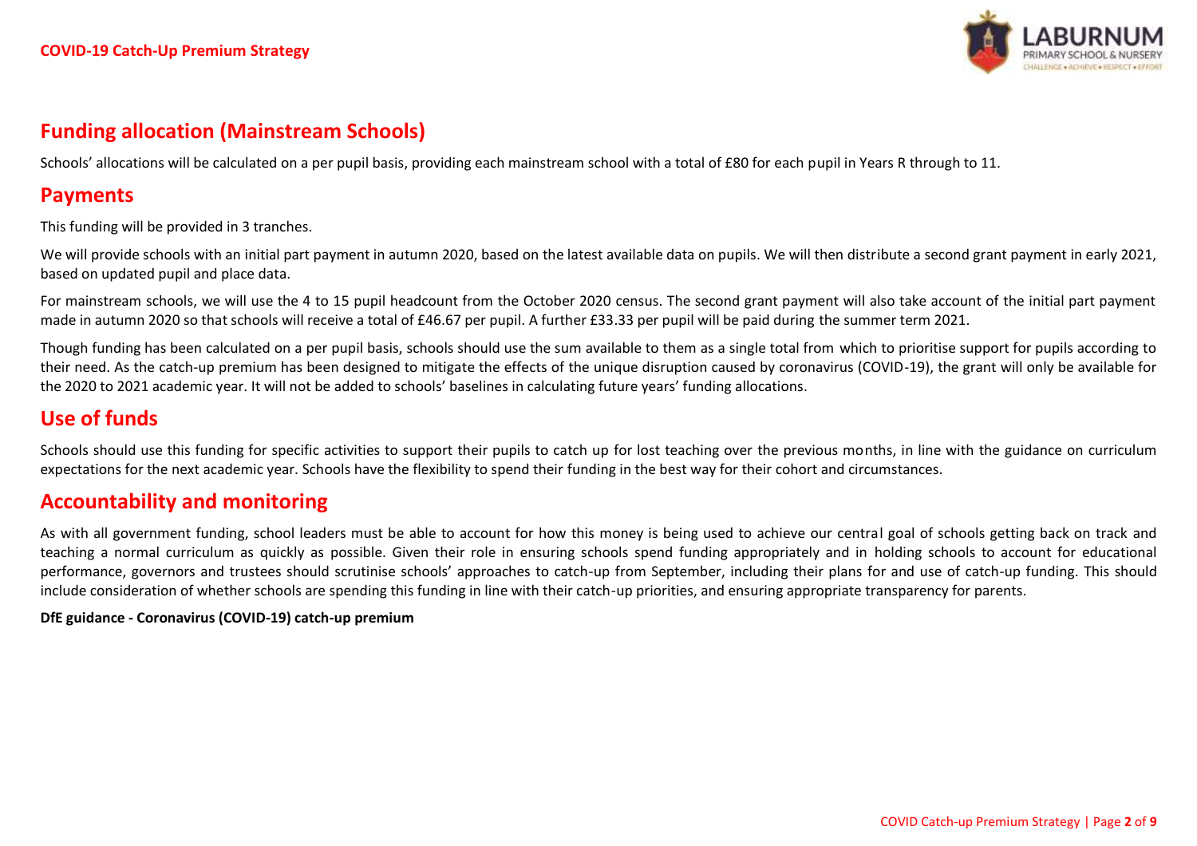## Funding allocation (Mainstream Schools)

Schools' allocations will be calculated on a per pupil basis, providing each mainstream school with a total of £80 for each pupil in Years R through to 11.

## Payments

This funding will be provided in 3 tranches.

We will provide schools with an initial part payment in autumn 2020, based on the latest available data on pupils. We will then distribute a second grant payment in early 2021, based on updated pupil and place data.

For mainstream schools, we will use the 4 to 15 pupil headcount from the October 2020 census. The second grant payment will also take account of the initial part payment made in autumn 2020 so that schools will receive a total of £46.67 per pupil. A further £33.33 per pupil will be paid during the summer term 2021.

Though funding has been calculated on a per pupil basis, schools should use the sum available to them as a single total from which to prioritise support for pupils according to their need. As the catch-up premium has been designed to mitigate the effects of the unique disruption caused by coronavirus (COVID-19), the grant will only be available for the 2020 to 2021 academic year. It will not be added to schools' baselines in calculating future years' funding allocations.

## Use of funds

Schools should use this funding for specific activities to support their pupils to catch up for lost teaching over the previous months, in line with the guidance on curriculum expectations for the next academic year. Schools have the flexibility to spend their funding in the best way for their cohort and circumstances.

## Accountability and monitoring

As with all government funding, school leaders must be able to account for how this money is being used to achieve our central goal of schools getting back on track and teaching a normal curriculum as quickly as possible. Given their role in ensuring schools spend funding appropriately and in holding schools to account for educational performance, governors and trustees should scrutinise schools' approaches to catch-up from September, including their plans for and use of catch-up funding. This should include consideration of whether schools are spending this funding in line with their catch-up priorities, and ensuring appropriate transparency for parents.

**DfE guidance - Coronavirus (COVID-19) catch-up premium**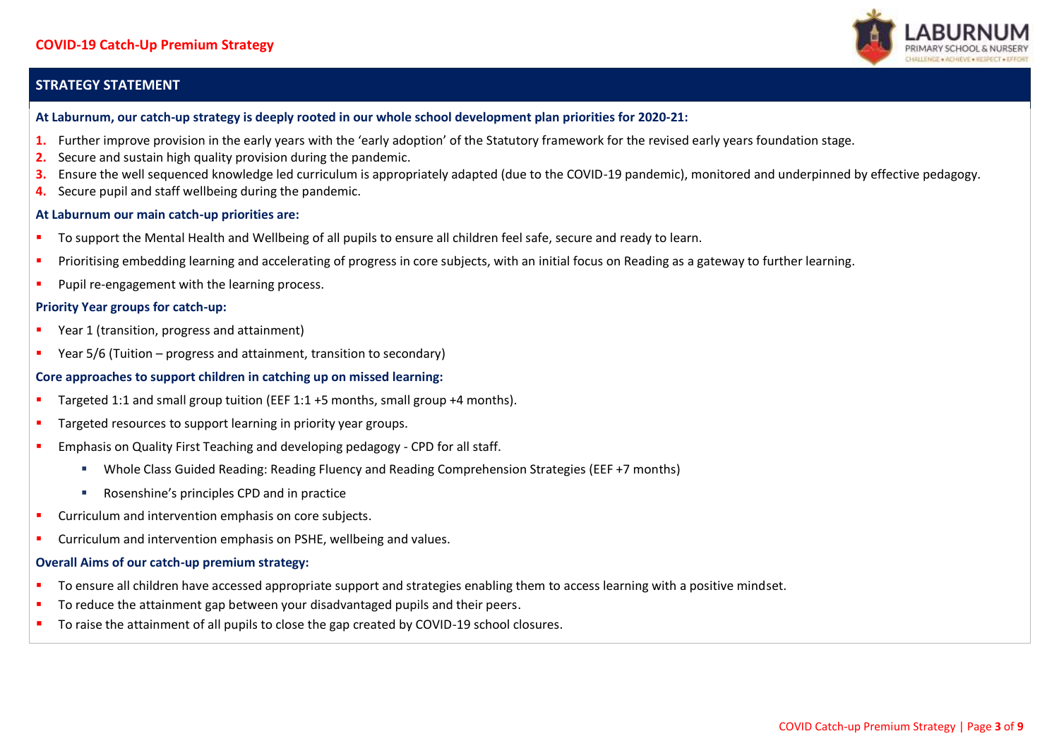COVID-19 Catch-Up Premium Strategy

## STRATEGY STATEMENT

**At Laburnum, our catch-up strategy is deeply rooted in our whole school development plan priorities for 2020-21:**

1. Further improve provision in the early years with the 'early adoption' of the Statutory framework for the revised early years foundation stage.
2. Secure and sustain high quality provision during the pandemic.
3. Ensure the well sequenced knowledge led curriculum is appropriately adapted (due to the COVID-19 pandemic), monitored and underpinned by effective pedagogy.
4. Secure pupil and staff wellbeing during the pandemic.

**At Laburnum our main catch-up priorities are:**

- To support the Mental Health and Wellbeing of all pupils to ensure all children feel safe, secure and ready to learn.
- Prioritising embedding learning and accelerating of progress in core subjects, with an initial focus on Reading as a gateway to further learning.
- Pupil re-engagement with the learning process.

**Priority Year groups for catch-up:**

- Year 1 (transition, progress and attainment)
- Year 5/6 (Tuition – progress and attainment, transition to secondary)

**Core approaches to support children in catching up on missed learning:**

- Targeted 1:1 and small group tuition (EEF 1:1 +5 months, small group +4 months).
- Targeted resources to support learning in priority year groups.
- Emphasis on Quality First Teaching and developing pedagogy - CPD for all staff.
  - Whole Class Guided Reading: Reading Fluency and Reading Comprehension Strategies (EEF +7 months)
  - Rosenshine's principles CPD and in practice
- Curriculum and intervention emphasis on core subjects.
- Curriculum and intervention emphasis on PSHE, wellbeing and values.

**Overall Aims of our catch-up premium strategy:**

- To ensure all children have accessed appropriate support and strategies enabling them to access learning with a positive mindset.
- To reduce the attainment gap between your disadvantaged pupils and their peers.
- To raise the attainment of all pupils to close the gap created by COVID-19 school closures.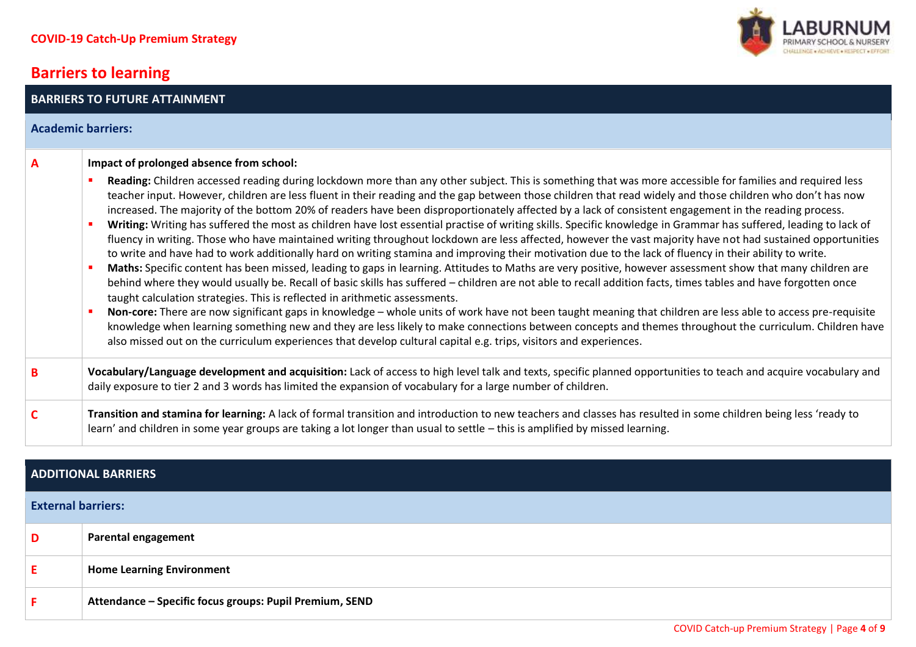## Barriers to learning

| BARRIERS TO FUTURE ATTAINMENT | |
|---|---|
| **Academic barriers:** | |
| A | **Impact of prolonged absence from school:**<br>▪ **Reading:** Children accessed reading during lockdown more than any other subject. This is something that was more accessible for families and required less teacher input. However, children are less fluent in their reading and the gap between those children that read widely and those children who don't has now increased. The majority of the bottom 20% of readers have been disproportionately affected by a lack of consistent engagement in the reading process.<br>▪ **Writing:** Writing has suffered the most as children have lost essential practise of writing skills. Specific knowledge in Grammar has suffered, leading to lack of fluency in writing. Those who have maintained writing throughout lockdown are less affected, however the vast majority have not had sustained opportunities to write and have had to work additionally hard on writing stamina and improving their motivation due to the lack of fluency in their ability to write.<br>▪ **Maths:** Specific content has been missed, leading to gaps in learning. Attitudes to Maths are very positive, however assessment show that many children are behind where they would usually be. Recall of basic skills has suffered – children are not able to recall addition facts, times tables and have forgotten once taught calculation strategies. This is reflected in arithmetic assessments.<br>▪ **Non-core:** There are now significant gaps in knowledge – whole units of work have not been taught meaning that children are less able to access pre-requisite knowledge when learning something new and they are less likely to make connections between concepts and themes throughout the curriculum. Children have also missed out on the curriculum experiences that develop cultural capital e.g. trips, visitors and experiences. |
| B | **Vocabulary/Language development and acquisition:** Lack of access to high level talk and texts, specific planned opportunities to teach and acquire vocabulary and daily exposure to tier 2 and 3 words has limited the expansion of vocabulary for a large number of children. |
| C | **Transition and stamina for learning:** A lack of formal transition and introduction to new teachers and classes has resulted in some children being less 'ready to learn' and children in some year groups are taking a lot longer than usual to settle – this is amplified by missed learning. |

| ADDITIONAL BARRIERS | |
|---|---|
| **External barriers:** | |
| D | **Parental engagement** |
| E | **Home Learning Environment** |
| F | **Attendance – Specific focus groups: Pupil Premium, SEND** |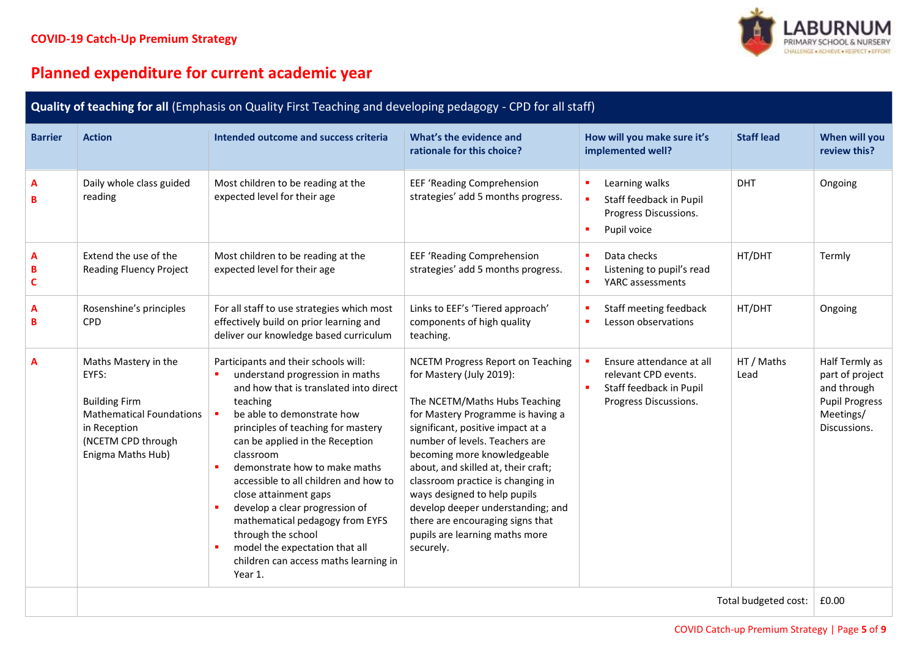**COVID-19 Catch-Up Premium Strategy**

# Planned expenditure for current academic year

**Quality of teaching for all** (Emphasis on Quality First Teaching and developing pedagogy - CPD for all staff)

| Barrier | Action | Intended outcome and success criteria | What's the evidence and rationale for this choice? | How will you make sure it's implemented well? | Staff lead | When will you review this? |
|---|---|---|---|---|---|---|
| A<br>B | Daily whole class guided reading | Most children to be reading at the expected level for their age | EEF 'Reading Comprehension strategies' add 5 months progress. | ▪ Learning walks<br>▪ Staff feedback in Pupil Progress Discussions.<br>▪ Pupil voice | DHT | Ongoing |
| A<br>B<br>C | Extend the use of the Reading Fluency Project | Most children to be reading at the expected level for their age | EEF 'Reading Comprehension strategies' add 5 months progress. | ▪ Data checks<br>▪ Listening to pupil's read<br>▪ YARC assessments | HT/DHT | Termly |
| A<br>B | Rosenshine's principles CPD | For all staff to use strategies which most effectively build on prior learning and deliver our knowledge based curriculum | Links to EEF's 'Tiered approach' components of high quality teaching. | ▪ Staff meeting feedback<br>▪ Lesson observations | HT/DHT | Ongoing |
| A | Maths Mastery in the EYFS:<br><br>Building Firm Mathematical Foundations in Reception<br>(NCETM CPD through Enigma Maths Hub) | Participants and their schools will:<br>▪ understand progression in maths and how that is translated into direct teaching<br>▪ be able to demonstrate how principles of teaching for mastery can be applied in the Reception classroom<br>▪ demonstrate how to make maths accessible to all children and how to close attainment gaps<br>▪ develop a clear progression of mathematical pedagogy from EYFS through the school<br>▪ model the expectation that all children can access maths learning in Year 1. | NCETM Progress Report on Teaching for Mastery (July 2019):<br><br>The NCETM/Maths Hubs Teaching for Mastery Programme is having a significant, positive impact at a number of levels. Teachers are becoming more knowledgeable about, and skilled at, their craft; classroom practice is changing in ways designed to help pupils develop deeper understanding; and there are encouraging signs that pupils are learning maths more securely. | ▪ Ensure attendance at all relevant CPD events.<br>▪ Staff feedback in Pupil Progress Discussions. | HT / Maths Lead | Half Termly as part of project and through Pupil Progress Meetings/ Discussions. |
| | | | | | Total budgeted cost: | £0.00 |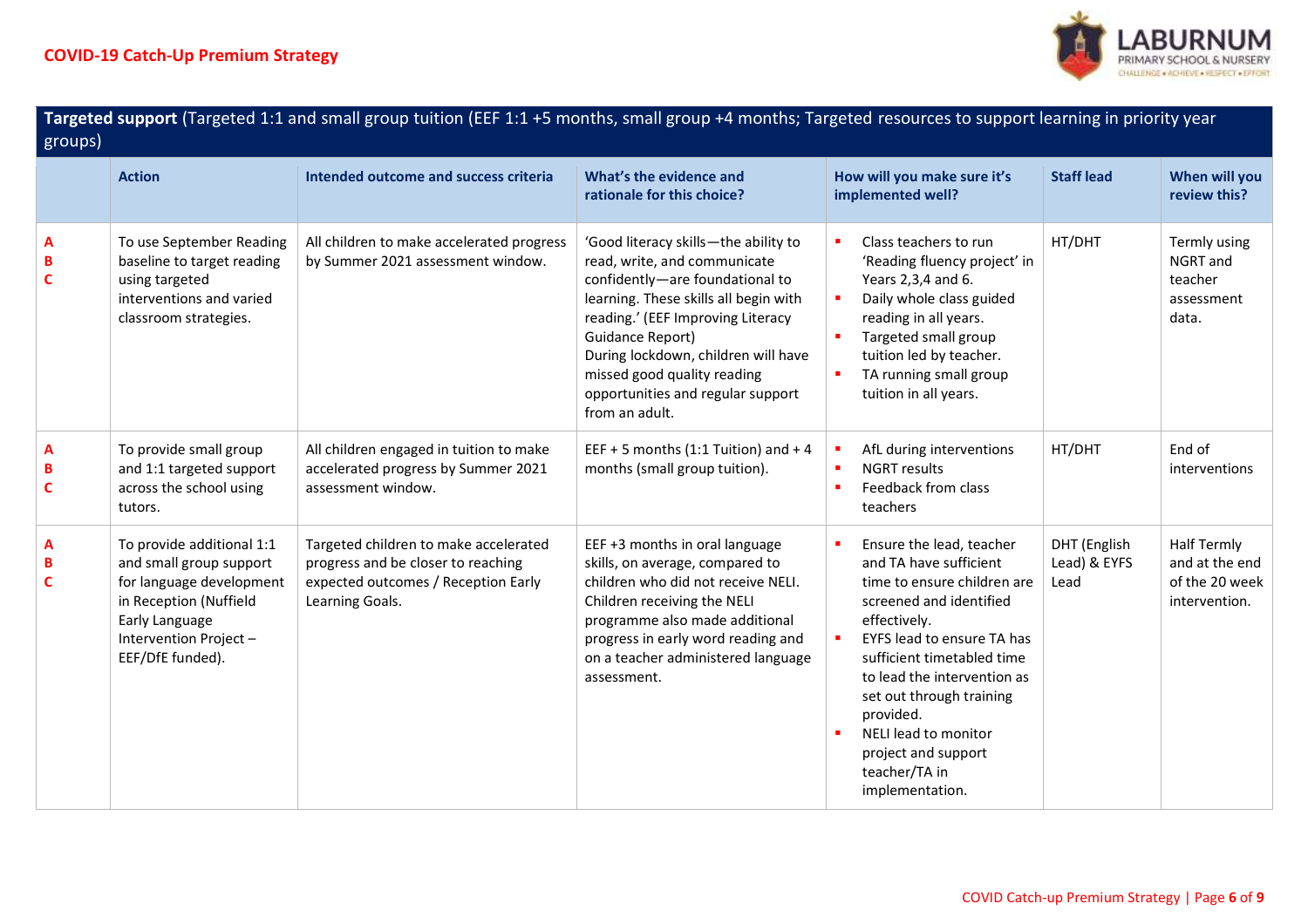**Targeted support** (Targeted 1:1 and small group tuition (EEF 1:1 +5 months, small group +4 months; Targeted resources to support learning in priority year groups)

| | Action | Intended outcome and success criteria | What's the evidence and rationale for this choice? | How will you make sure it's implemented well? | Staff lead | When will you review this? |
|---|---|---|---|---|---|---|
| A B C | To use September Reading baseline to target reading using targeted interventions and varied classroom strategies. | All children to make accelerated progress by Summer 2021 assessment window. | 'Good literacy skills—the ability to read, write, and communicate confidently—are foundational to learning. These skills all begin with reading.' (EEF Improving Literacy Guidance Report)<br>During lockdown, children will have missed good quality reading opportunities and regular support from an adult. | ▪ Class teachers to run 'Reading fluency project' in Years 2,3,4 and 6.<br>▪ Daily whole class guided reading in all years.<br>▪ Targeted small group tuition led by teacher.<br>▪ TA running small group tuition in all years. | HT/DHT | Termly using NGRT and teacher assessment data. |
| A B C | To provide small group and 1:1 targeted support across the school using tutors. | All children engaged in tuition to make accelerated progress by Summer 2021 assessment window. | EEF + 5 months (1:1 Tuition) and + 4 months (small group tuition). | ▪ AfL during interventions<br>▪ NGRT results<br>▪ Feedback from class teachers | HT/DHT | End of interventions |
| A B C | To provide additional 1:1 and small group support for language development in Reception (Nuffield Early Language Intervention Project – EEF/DfE funded). | Targeted children to make accelerated progress and be closer to reaching expected outcomes / Reception Early Learning Goals. | EEF +3 months in oral language skills, on average, compared to children who did not receive NELI. Children receiving the NELI programme also made additional progress in early word reading and on a teacher administered language assessment. | ▪ Ensure the lead, teacher and TA have sufficient time to ensure children are screened and identified effectively.<br>▪ EYFS lead to ensure TA has sufficient timetabled time to lead the intervention as set out through training provided.<br>▪ NELI lead to monitor project and support teacher/TA in implementation. | DHT (English Lead) & EYFS Lead | Half Termly and at the end of the 20 week intervention. |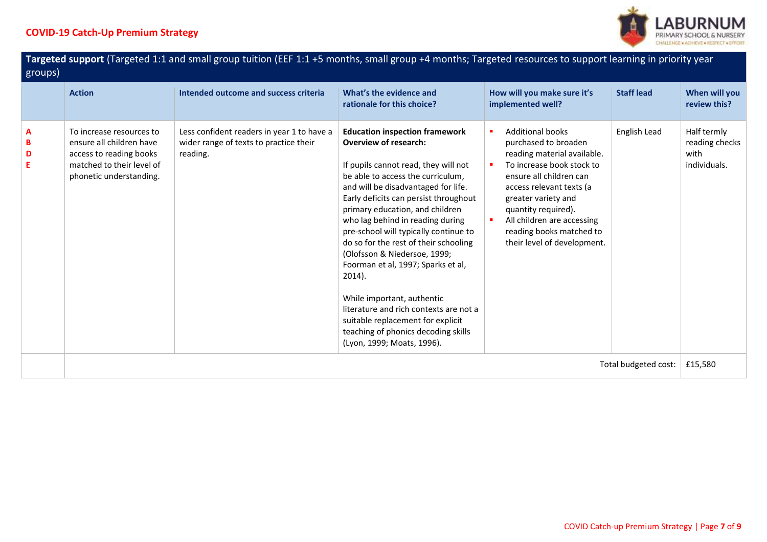**COVID-19 Catch-Up Premium Strategy**

**Targeted support** (Targeted 1:1 and small group tuition (EEF 1:1 +5 months, small group +4 months; Targeted resources to support learning in priority year groups)

| | Action | Intended outcome and success criteria | What's the evidence and rationale for this choice? | How will you make sure it's implemented well? | Staff lead | When will you review this? |
|---|---|---|---|---|---|---|
| A B D E | To increase resources to ensure all children have access to reading books matched to their level of phonetic understanding. | Less confident readers in year 1 to have a wider range of texts to practice their reading. | **Education inspection framework Overview of research:**<br><br>If pupils cannot read, they will not be able to access the curriculum, and will be disadvantaged for life. Early deficits can persist throughout primary education, and children who lag behind in reading during pre-school will typically continue to do so for the rest of their schooling (Olofsson & Niedersoe, 1999; Foorman et al, 1997; Sparks et al, 2014).<br><br>While important, authentic literature and rich contexts are not a suitable replacement for explicit teaching of phonics decoding skills (Lyon, 1999; Moats, 1996). | ▪ Additional books purchased to broaden reading material available.<br>▪ To increase book stock to ensure all children can access relevant texts (a greater variety and quantity required).<br>▪ All children are accessing reading books matched to their level of development. | English Lead | Half termly reading checks with individuals. |
| | | | | | Total budgeted cost: | £15,580 |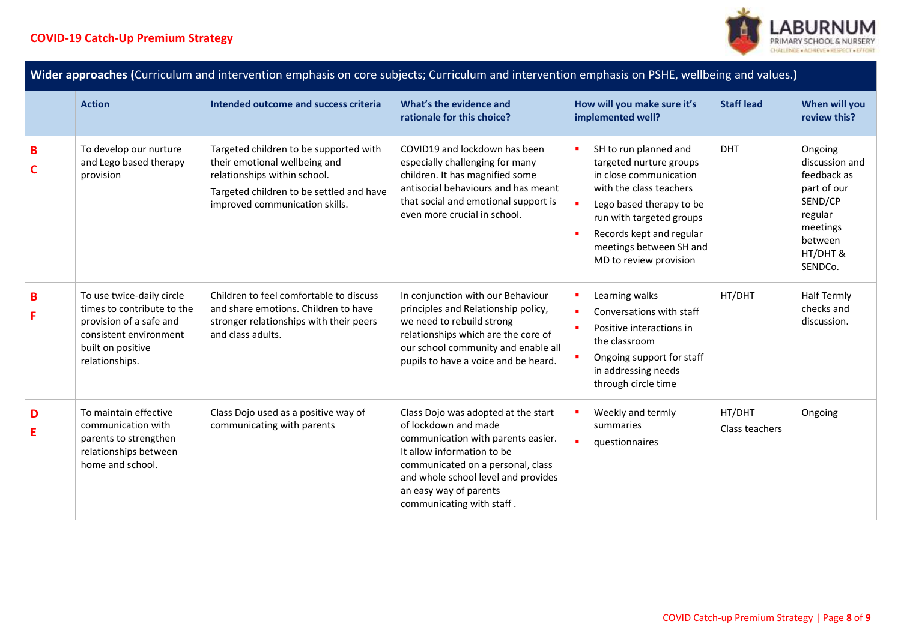## COVID-19 Catch-Up Premium Strategy

| **Wider approaches** (Curriculum and intervention emphasis on core subjects; Curriculum and intervention emphasis on PSHE, wellbeing and values.) | | | | | | |
|---|---|---|---|---|---|---|
| | **Action** | **Intended outcome and success criteria** | **What's the evidence and rationale for this choice?** | **How will you make sure it's implemented well?** | **Staff lead** | **When will you review this?** |
| **B** **C** | To develop our nurture and Lego based therapy provision | Targeted children to be supported with their emotional wellbeing and relationships within school. Targeted children to be settled and have improved communication skills. | COVID19 and lockdown has been especially challenging for many children. It has magnified some antisocial behaviours and has meant that social and emotional support is even more crucial in school. | ▪ SH to run planned and targeted nurture groups in close communication with the class teachers ▪ Lego based therapy to be run with targeted groups ▪ Records kept and regular meetings between SH and MD to review provision | DHT | Ongoing discussion and feedback as part of our SEND/CP regular meetings between HT/DHT & SENDCo. |
| **B** **F** | To use twice-daily circle times to contribute to the provision of a safe and consistent environment built on positive relationships. | Children to feel comfortable to discuss and share emotions. Children to have stronger relationships with their peers and class adults. | In conjunction with our Behaviour principles and Relationship policy, we need to rebuild strong relationships which are the core of our school community and enable all pupils to have a voice and be heard. | ▪ Learning walks ▪ Conversations with staff ▪ Positive interactions in the classroom ▪ Ongoing support for staff in addressing needs through circle time | HT/DHT | Half Termly checks and discussion. |
| **D** **E** | To maintain effective communication with parents to strengthen relationships between home and school. | Class Dojo used as a positive way of communicating with parents | Class Dojo was adopted at the start of lockdown and made communication with parents easier. It allow information to be communicated on a personal, class and whole school level and provides an easy way of parents communicating with staff . | ▪ Weekly and termly summaries ▪ questionnaires | HT/DHT Class teachers | Ongoing |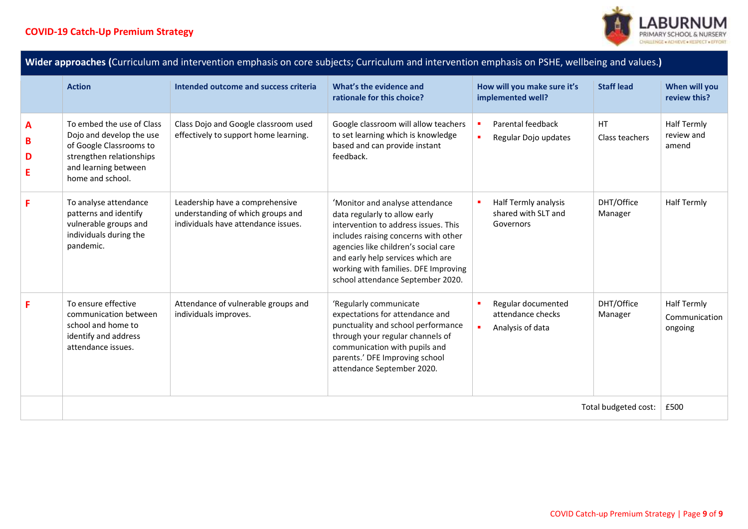**Wider approaches** (Curriculum and intervention emphasis on core subjects; Curriculum and intervention emphasis on PSHE, wellbeing and values.)

| | Action | Intended outcome and success criteria | What's the evidence and rationale for this choice? | How will you make sure it's implemented well? | Staff lead | When will you review this? |
|---|---|---|---|---|---|---|
| A B D E | To embed the use of Class Dojo and develop the use of Google Classrooms to strengthen relationships and learning between home and school. | Class Dojo and Google classroom used effectively to support home learning. | Google classroom will allow teachers to set learning which is knowledge based and can provide instant feedback. | ▪ Parental feedback<br>▪ Regular Dojo updates | HT<br>Class teachers | Half Termly review and amend |
| F | To analyse attendance patterns and identify vulnerable groups and individuals during the pandemic. | Leadership have a comprehensive understanding of which groups and individuals have attendance issues. | 'Monitor and analyse attendance data regularly to allow early intervention to address issues. This includes raising concerns with other agencies like children's social care and early help services which are working with families. DFE Improving school attendance September 2020. | ▪ Half Termly analysis shared with SLT and Governors | DHT/Office Manager | Half Termly |
| F | To ensure effective communication between school and home to identify and address attendance issues. | Attendance of vulnerable groups and individuals improves. | 'Regularly communicate expectations for attendance and punctuality and school performance through your regular channels of communication with pupils and parents.' DFE Improving school attendance September 2020. | ▪ Regular documented attendance checks<br>▪ Analysis of data | DHT/Office Manager | Half Termly<br>Communication ongoing |
| | | | | | Total budgeted cost: | £500 |